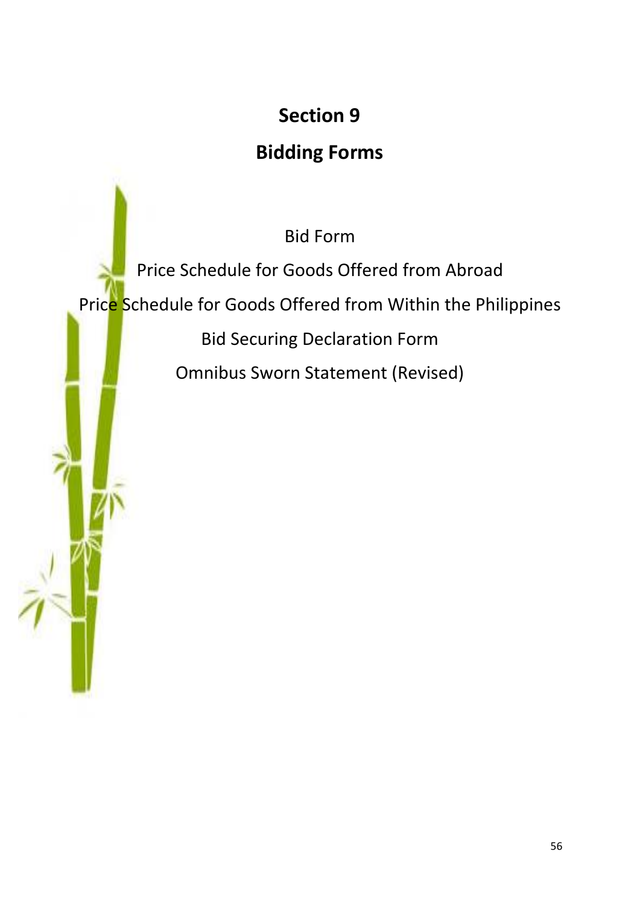# Section 9

# Bidding Forms

Bid Form

Price Schedule for Goods Offered from Abroad

Price Schedule for Goods Offered from Within the Philippines

Bid Securing Declaration Form

Omnibus Sworn Statement (Revised)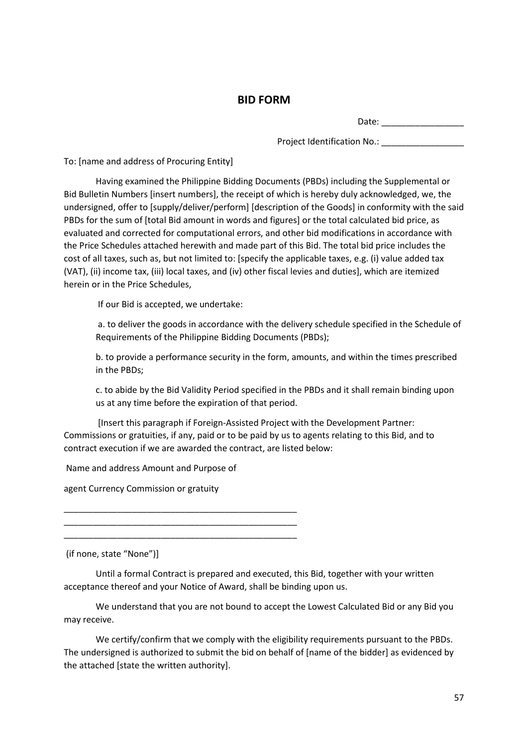# BID FORM

Date: _________________

Project Identification No.: _________________

To: [name and address of Procuring Entity]

Having examined the Philippine Bidding Documents (PBDs) including the Supplemental or Bid Bulletin Numbers [insert numbers], the receipt of which is hereby duly acknowledged, we, the undersigned, offer to [supply/deliver/perform] [description of the Goods] in conformity with the said PBDs for the sum of [total Bid amount in words and figures] or the total calculated bid price, as evaluated and corrected for computational errors, and other bid modifications in accordance with the Price Schedules attached herewith and made part of this Bid. The total bid price includes the cost of all taxes, such as, but not limited to: [specify the applicable taxes, e.g. (i) value added tax (VAT), (ii) income tax, (iii) local taxes, and (iv) other fiscal levies and duties], which are itemized herein or in the Price Schedules,

If our Bid is accepted, we undertake:

a. to deliver the goods in accordance with the delivery schedule specified in the Schedule of Requirements of the Philippine Bidding Documents (PBDs);

b. to provide a performance security in the form, amounts, and within the times prescribed in the PBDs;

c. to abide by the Bid Validity Period specified in the PBDs and it shall remain binding upon us at any time before the expiration of that period.

[Insert this paragraph if Foreign-Assisted Project with the Development Partner: Commissions or gratuities, if any, paid or to be paid by us to agents relating to this Bid, and to contract execution if we are awarded the contract, are listed below:

Name and address Amount and Purpose of

agent Currency Commission or gratuity

_________________________________________________

_________________________________________________

_________________________________________________

(if none, state "None")]

Until a formal Contract is prepared and executed, this Bid, together with your written acceptance thereof and your Notice of Award, shall be binding upon us.

We understand that you are not bound to accept the Lowest Calculated Bid or any Bid you may receive.

We certify/confirm that we comply with the eligibility requirements pursuant to the PBDs. The undersigned is authorized to submit the bid on behalf of [name of the bidder] as evidenced by the attached [state the written authority].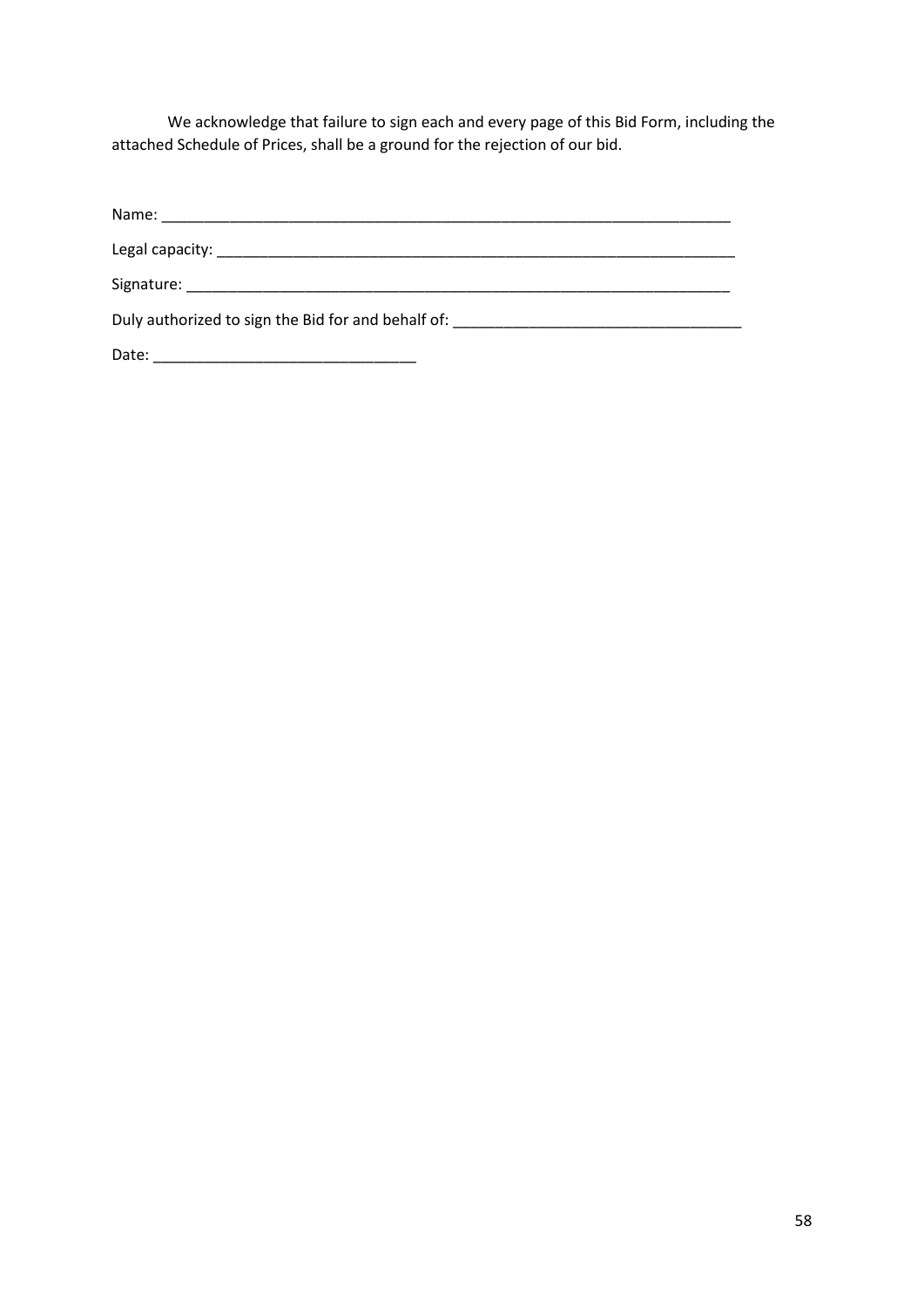We acknowledge that failure to sign each and every page of this Bid Form, including the attached Schedule of Prices, shall be a ground for the rejection of our bid.

Name: ______________________________________________________________________

Legal capacity: ________________________________________________________________

Signature: ____________________________________________________________________

Duly authorized to sign the Bid for and behalf of: ___________________________________

Date: ______________________________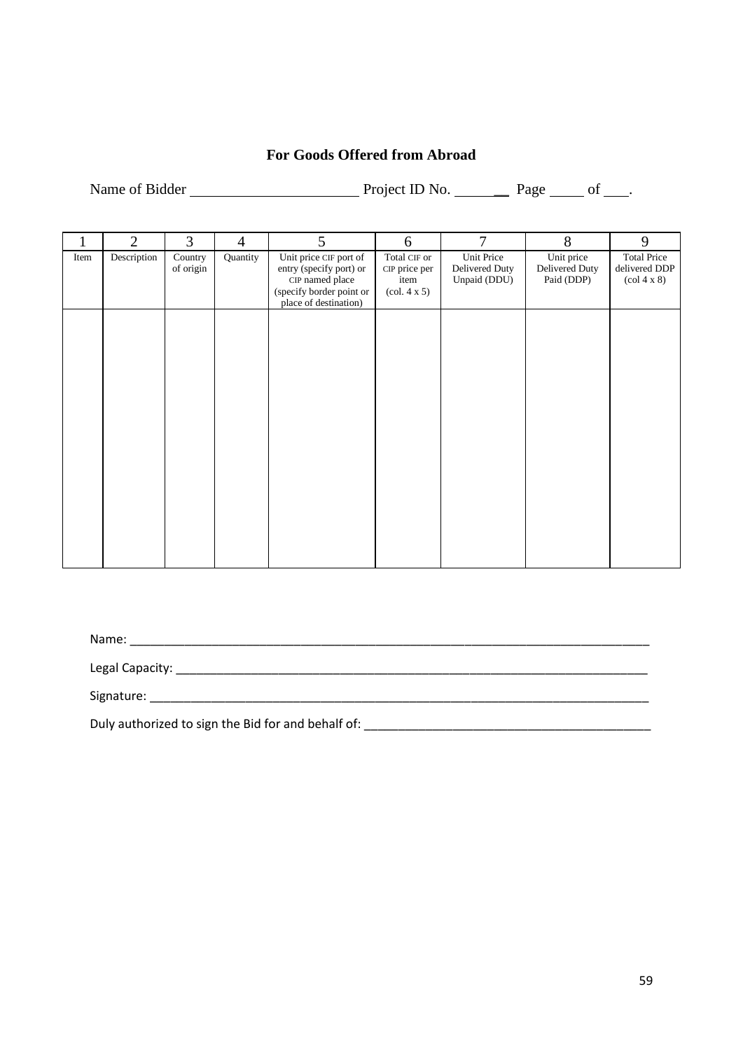**For Goods Offered from Abroad**

Name of Bidder ______________________ Project ID No. ________ Page _____ of ____.

| 1 | 2 | 3 | 4 | 5 | 6 | 7 | 8 | 9 |
|---|---|---|---|---|---|---|---|---|
| Item | Description | Country of origin | Quantity | Unit price CIF port of entry (specify port) or CIP named place (specify border point or place of destination) | Total CIF or CIP price per item (col. 4 x 5) | Unit Price Delivered Duty Unpaid (DDU) | Unit price Delivered Duty Paid (DDP) | Total Price delivered DDP (col 4 x 8) |
| | | | | | | | | |

Name: ______________________________________________________________________________

Legal Capacity: ________________________________________________________________________

Signature: ___________________________________________________________________________

Duly authorized to sign the Bid for and behalf of: __________________________________________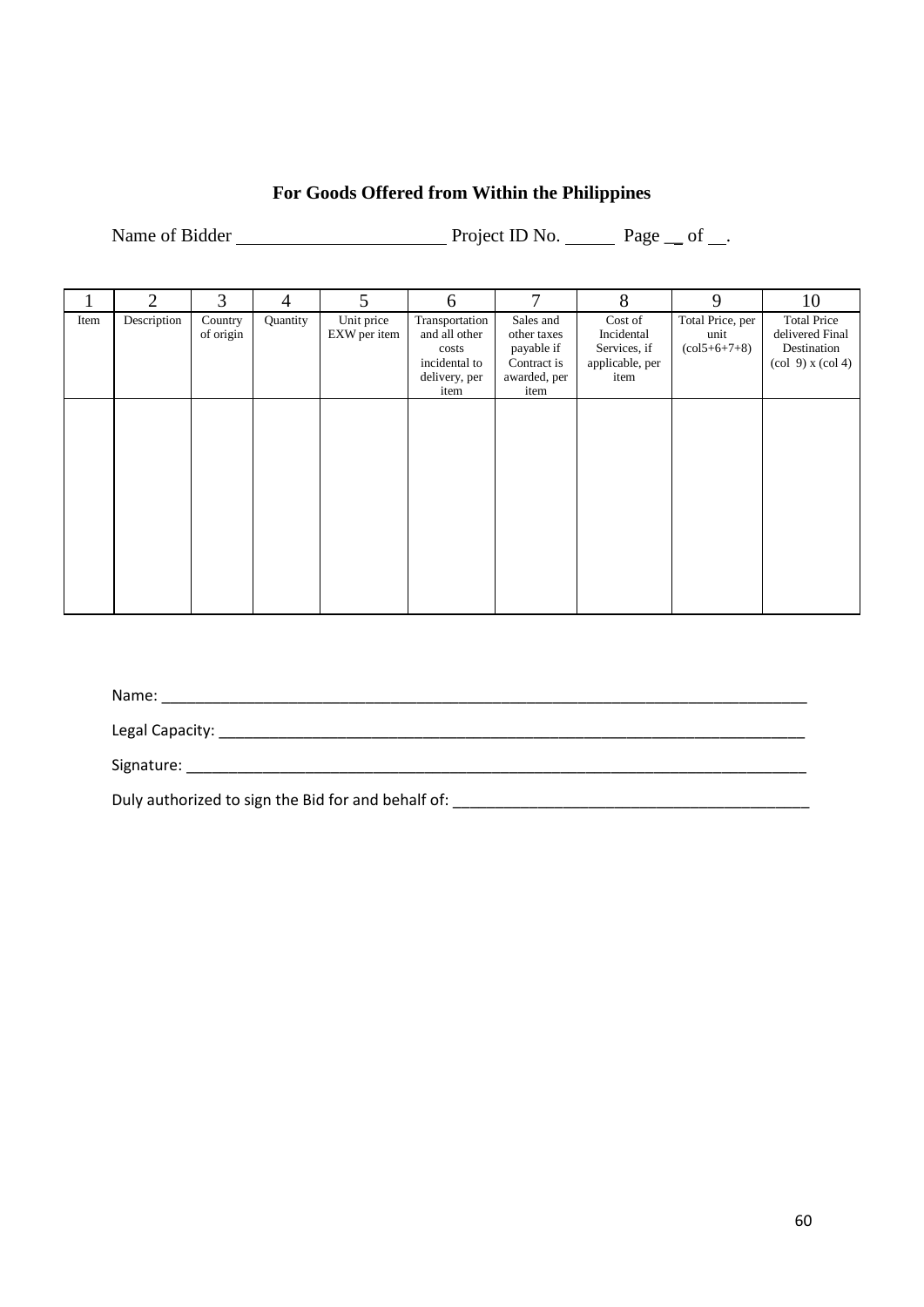**For Goods Offered from Within the Philippines**

Name of Bidder ______________________ Project ID No. _____ Page __ of __.

| 1 | 2 | 3 | 4 | 5 | 6 | 7 | 8 | 9 | 10 |
|---|---|---|---|---|---|---|---|---|---|
| Item | Description | Country of origin | Quantity | Unit price EXW per item | Transportation and all other costs incidental to delivery, per item | Sales and other taxes payable if Contract is awarded, per item | Cost of Incidental Services, if applicable, per item | Total Price, per unit (col5+6+7+8) | Total Price delivered Final Destination (col 9) x (col 4) |
| | | | | | | | | | |

Name: ______________________________________________________________________________

Legal Capacity: _________________________________________________________________________

Signature: ___________________________________________________________________________

Duly authorized to sign the Bid for and behalf of: ____________________________________________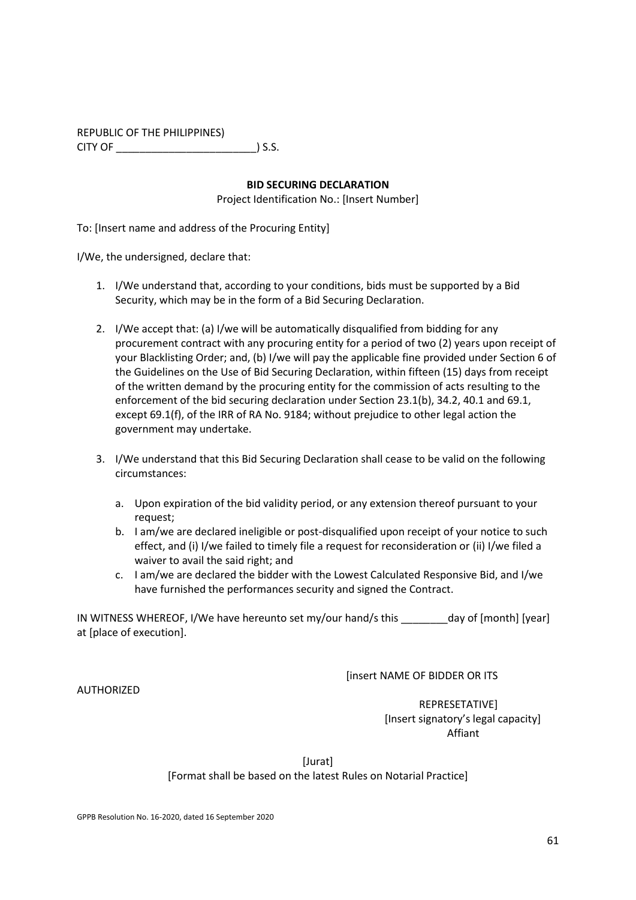REPUBLIC OF THE PHILIPPINES)
CITY OF ________________________) S.S.

**BID SECURING DECLARATION**

Project Identification No.: [Insert Number]

To: [Insert name and address of the Procuring Entity]

I/We, the undersigned, declare that:

1. I/We understand that, according to your conditions, bids must be supported by a Bid Security, which may be in the form of a Bid Securing Declaration.

2. I/We accept that: (a) I/we will be automatically disqualified from bidding for any procurement contract with any procuring entity for a period of two (2) years upon receipt of your Blacklisting Order; and, (b) I/we will pay the applicable fine provided under Section 6 of the Guidelines on the Use of Bid Securing Declaration, within fifteen (15) days from receipt of the written demand by the procuring entity for the commission of acts resulting to the enforcement of the bid securing declaration under Section 23.1(b), 34.2, 40.1 and 69.1, except 69.1(f), of the IRR of RA No. 9184; without prejudice to other legal action the government may undertake.

3. I/We understand that this Bid Securing Declaration shall cease to be valid on the following circumstances:

   a. Upon expiration of the bid validity period, or any extension thereof pursuant to your request;
   b. I am/we are declared ineligible or post-disqualified upon receipt of your notice to such effect, and (i) I/we failed to timely file a request for reconsideration or (ii) I/we filed a waiver to avail the said right; and
   c. I am/we are declared the bidder with the Lowest Calculated Responsive Bid, and I/we have furnished the performances security and signed the Contract.

IN WITNESS WHEREOF, I/We have hereunto set my/our hand/s this ________day of [month] [year] at [place of execution].

[insert NAME OF BIDDER OR ITS AUTHORIZED REPRESETATIVE]
[Insert signatory's legal capacity]
Affiant

[Jurat]
[Format shall be based on the latest Rules on Notarial Practice]

GPPB Resolution No. 16-2020, dated 16 September 2020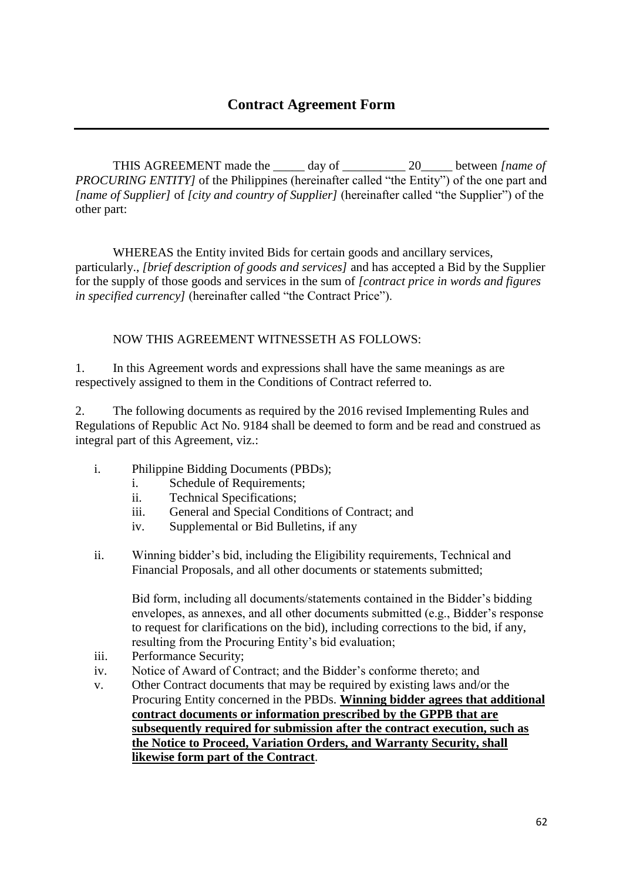# Contract Agreement Form

---

THIS AGREEMENT made the _____ day of __________ 20_____ between *[name of PROCURING ENTITY]* of the Philippines (hereinafter called "the Entity") of the one part and *[name of Supplier]* of *[city and country of Supplier]* (hereinafter called "the Supplier") of the other part:

WHEREAS the Entity invited Bids for certain goods and ancillary services, particularly., *[brief description of goods and services]* and has accepted a Bid by the Supplier for the supply of those goods and services in the sum of *[contract price in words and figures in specified currency]* (hereinafter called "the Contract Price").

NOW THIS AGREEMENT WITNESSETH AS FOLLOWS:

1. In this Agreement words and expressions shall have the same meanings as are respectively assigned to them in the Conditions of Contract referred to.

2. The following documents as required by the 2016 revised Implementing Rules and Regulations of Republic Act No. 9184 shall be deemed to form and be read and construed as integral part of this Agreement, viz.:

   i. Philippine Bidding Documents (PBDs);
      i. Schedule of Requirements;
      ii. Technical Specifications;
      iii. General and Special Conditions of Contract; and
      iv. Supplemental or Bid Bulletins, if any

   ii. Winning bidder's bid, including the Eligibility requirements, Technical and Financial Proposals, and all other documents or statements submitted;

      Bid form, including all documents/statements contained in the Bidder's bidding envelopes, as annexes, and all other documents submitted (e.g., Bidder's response to request for clarifications on the bid), including corrections to the bid, if any, resulting from the Procuring Entity's bid evaluation;

   iii. Performance Security;

   iv. Notice of Award of Contract; and the Bidder's conforme thereto; and

   v. Other Contract documents that may be required by existing laws and/or the Procuring Entity concerned in the PBDs. **<u>Winning bidder agrees that additional contract documents or information prescribed by the GPPB that are subsequently required for submission after the contract execution, such as the Notice to Proceed, Variation Orders, and Warranty Security, shall likewise form part of the Contract</u>**.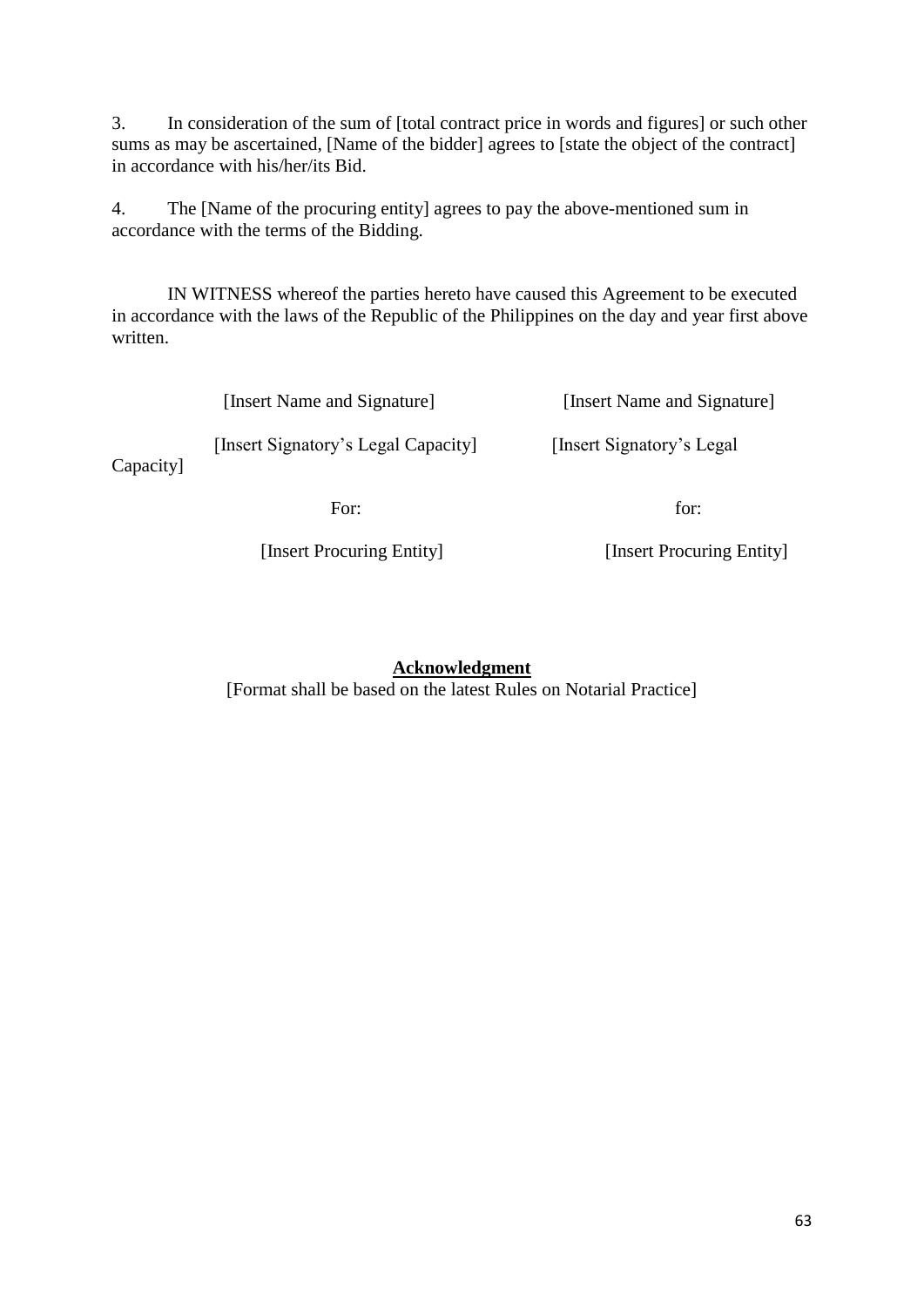3. In consideration of the sum of [total contract price in words and figures] or such other sums as may be ascertained, [Name of the bidder] agrees to [state the object of the contract] in accordance with his/her/its Bid.

4. The [Name of the procuring entity] agrees to pay the above-mentioned sum in accordance with the terms of the Bidding.

IN WITNESS whereof the parties hereto have caused this Agreement to be executed in accordance with the laws of the Republic of the Philippines on the day and year first above written.

| | |
|---|---|
| [Insert Name and Signature] | [Insert Name and Signature] |
| [Insert Signatory's Legal Capacity] | [Insert Signatory's Legal Capacity] |
| For: | for: |
| [Insert Procuring Entity] | [Insert Procuring Entity] |

**Acknowledgment**

[Format shall be based on the latest Rules on Notarial Practice]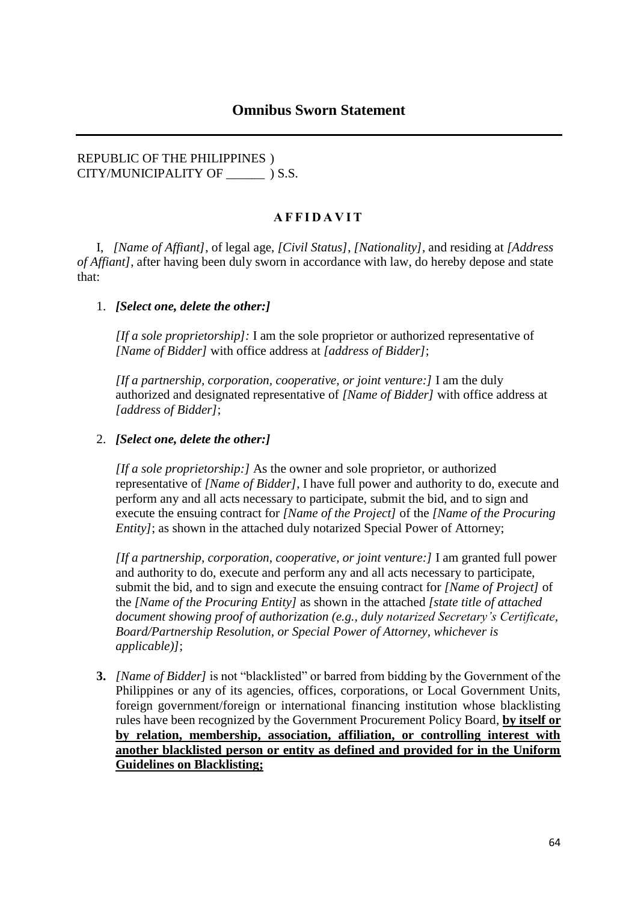## Omnibus Sworn Statement

---

REPUBLIC OF THE PHILIPPINES )
CITY/MUNICIPALITY OF ______ ) S.S.

**A F F I D A V I T**

I, *[Name of Affiant]*, of legal age, *[Civil Status]*, *[Nationality]*, and residing at *[Address of Affiant]*, after having been duly sworn in accordance with law, do hereby depose and state that:

1. ***[Select one, delete the other:]***

   *[If a sole proprietorship]:* I am the sole proprietor or authorized representative of *[Name of Bidder]* with office address at *[address of Bidder]*;

   *[If a partnership, corporation, cooperative, or joint venture:]* I am the duly authorized and designated representative of *[Name of Bidder]* with office address at *[address of Bidder]*;

2. ***[Select one, delete the other:]***

   *[If a sole proprietorship:]* As the owner and sole proprietor, or authorized representative of *[Name of Bidder]*, I have full power and authority to do, execute and perform any and all acts necessary to participate, submit the bid, and to sign and execute the ensuing contract for *[Name of the Project]* of the *[Name of the Procuring Entity]*; as shown in the attached duly notarized Special Power of Attorney;

   *[If a partnership, corporation, cooperative, or joint venture:]* I am granted full power and authority to do, execute and perform any and all acts necessary to participate, submit the bid, and to sign and execute the ensuing contract for *[Name of Project]* of the *[Name of the Procuring Entity]* as shown in the attached *[state title of attached document showing proof of authorization (e.g., duly notarized Secretary's Certificate, Board/Partnership Resolution, or Special Power of Attorney, whichever is applicable)]*;

3. *[Name of Bidder]* is not "blacklisted" or barred from bidding by the Government of the Philippines or any of its agencies, offices, corporations, or Local Government Units, foreign government/foreign or international financing institution whose blacklisting rules have been recognized by the Government Procurement Policy Board, **<u>by itself or by relation, membership, association, affiliation, or controlling interest with another blacklisted person or entity as defined and provided for in the Uniform Guidelines on Blacklisting;</u>**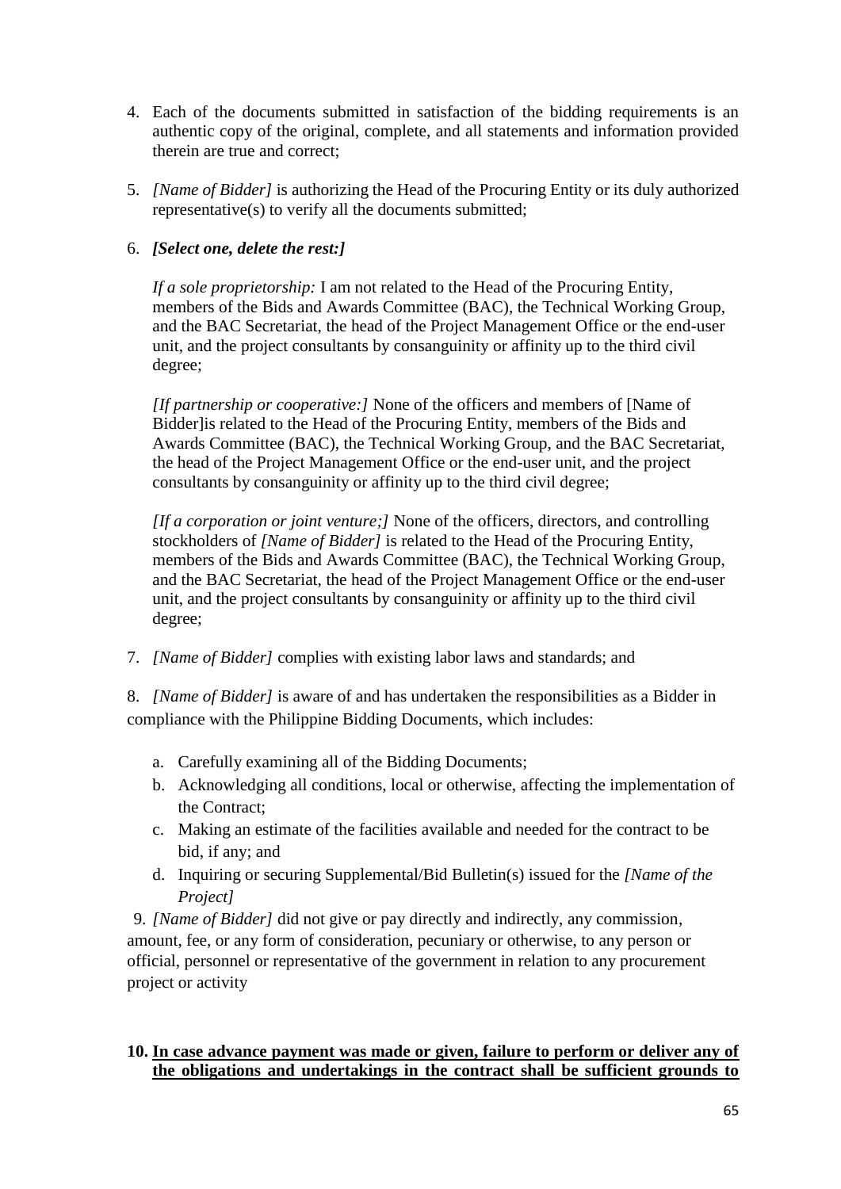4. Each of the documents submitted in satisfaction of the bidding requirements is an authentic copy of the original, complete, and all statements and information provided therein are true and correct;

5. *[Name of Bidder]* is authorizing the Head of the Procuring Entity or its duly authorized representative(s) to verify all the documents submitted;

6. ***[Select one, delete the rest:]***

   *If a sole proprietorship:* I am not related to the Head of the Procuring Entity, members of the Bids and Awards Committee (BAC), the Technical Working Group, and the BAC Secretariat, the head of the Project Management Office or the end-user unit, and the project consultants by consanguinity or affinity up to the third civil degree;

   *[If partnership or cooperative:]* None of the officers and members of [Name of Bidder]is related to the Head of the Procuring Entity, members of the Bids and Awards Committee (BAC), the Technical Working Group, and the BAC Secretariat, the head of the Project Management Office or the end-user unit, and the project consultants by consanguinity or affinity up to the third civil degree;

   *[If a corporation or joint venture;]* None of the officers, directors, and controlling stockholders of *[Name of Bidder]* is related to the Head of the Procuring Entity, members of the Bids and Awards Committee (BAC), the Technical Working Group, and the BAC Secretariat, the head of the Project Management Office or the end-user unit, and the project consultants by consanguinity or affinity up to the third civil degree;

7. *[Name of Bidder]* complies with existing labor laws and standards; and

8. *[Name of Bidder]* is aware of and has undertaken the responsibilities as a Bidder in compliance with the Philippine Bidding Documents, which includes:

   a. Carefully examining all of the Bidding Documents;
   b. Acknowledging all conditions, local or otherwise, affecting the implementation of the Contract;
   c. Making an estimate of the facilities available and needed for the contract to be bid, if any; and
   d. Inquiring or securing Supplemental/Bid Bulletin(s) issued for the *[Name of the Project]*

9. *[Name of Bidder]* did not give or pay directly and indirectly, any commission, amount, fee, or any form of consideration, pecuniary or otherwise, to any person or official, personnel or representative of the government in relation to any procurement project or activity

10. **<u>In case advance payment was made or given, failure to perform or deliver any of the obligations and undertakings in the contract shall be sufficient grounds to</u>**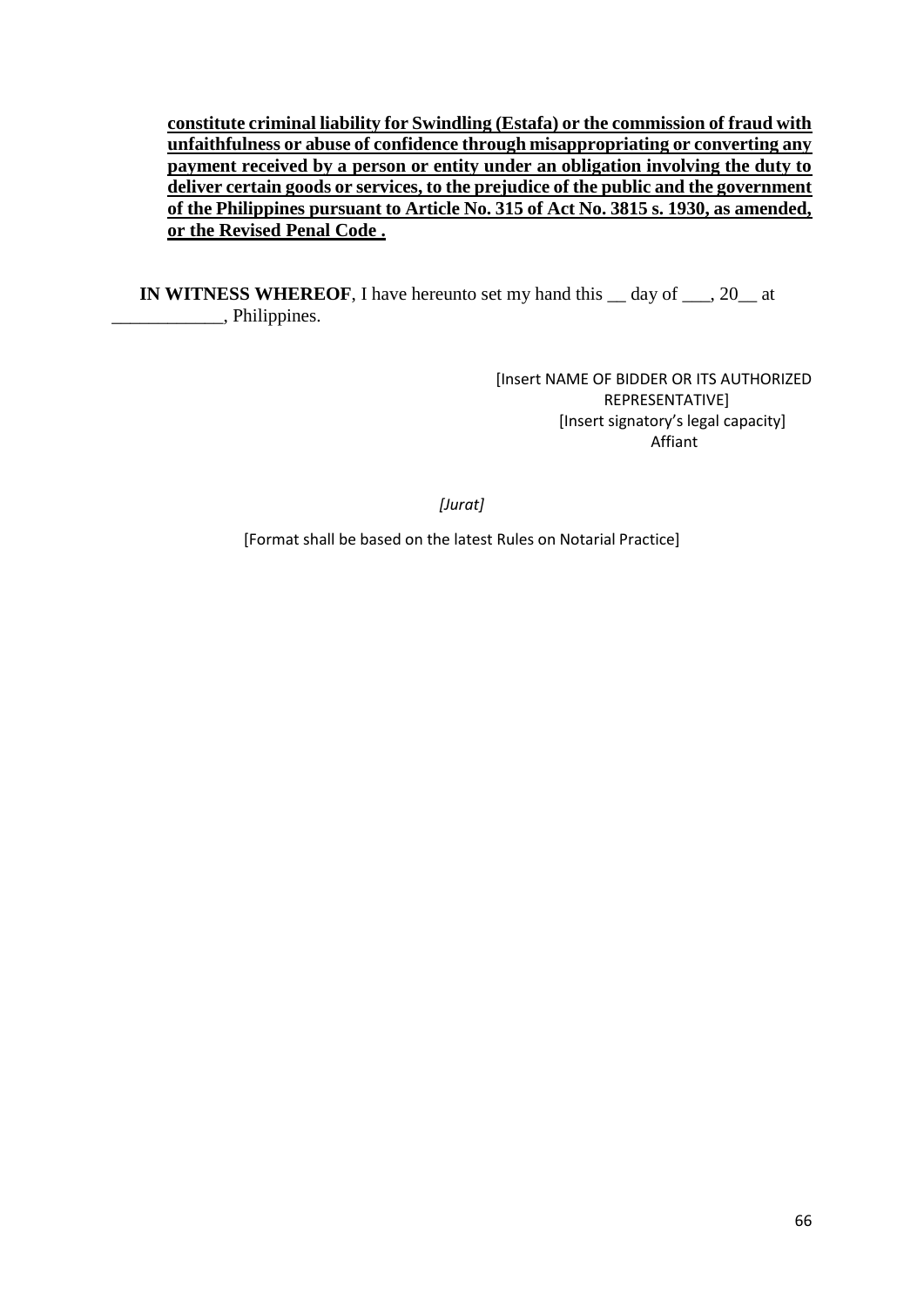**constitute criminal liability for Swindling (Estafa) or the commission of fraud with unfaithfulness or abuse of confidence through misappropriating or converting any payment received by a person or entity under an obligation involving the duty to deliver certain goods or services, to the prejudice of the public and the government of the Philippines pursuant to Article No. 315 of Act No. 3815 s. 1930, as amended, or the Revised Penal Code .**

**IN WITNESS WHEREOF**, I have hereunto set my hand this __ day of ___, 20__ at ____________, Philippines.

[Insert NAME OF BIDDER OR ITS AUTHORIZED REPRESENTATIVE]
[Insert signatory's legal capacity]
Affiant

*[Jurat]*

[Format shall be based on the latest Rules on Notarial Practice]